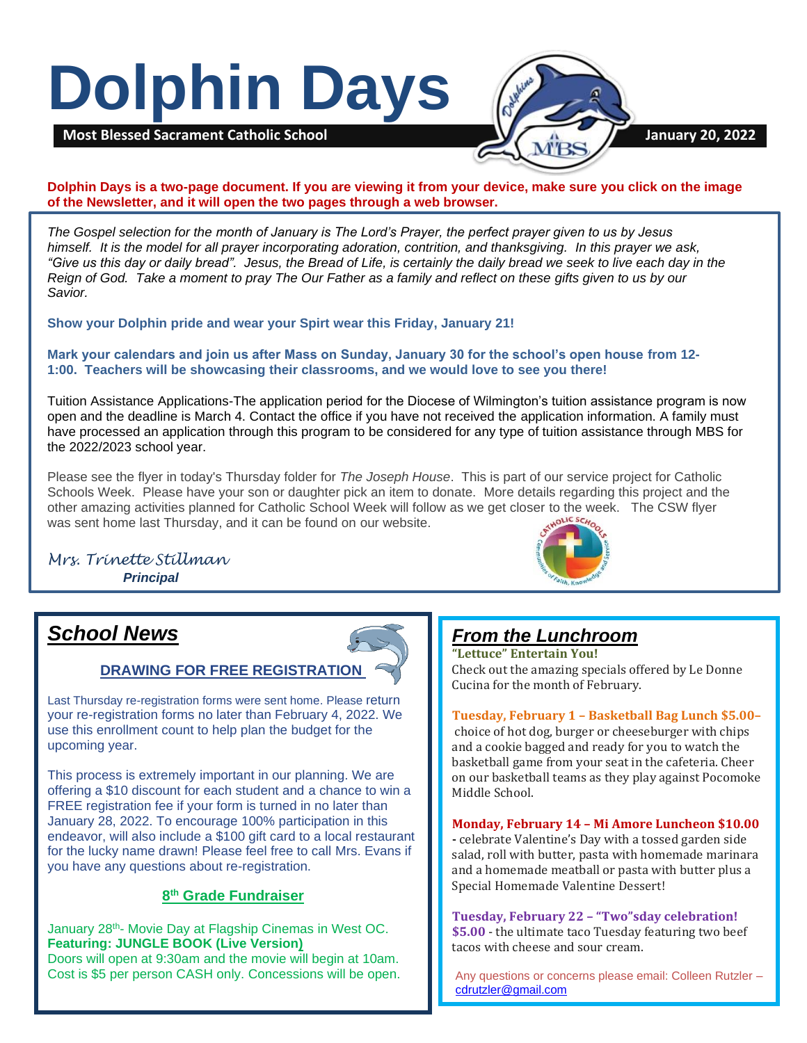# Dolphin Days

**Most Blessed Sacrament Catholic School** — **January 20, 2022**

**Dolphin Days is a two-page document. If you are viewing it from your device, make sure you click on the image of the Newsletter, and it will open the two pages through a web browser.**

*The Gospel selection for the month of January is The Lord's Prayer, the perfect prayer given to us by Jesus himself. It is the model for all prayer incorporating adoration, contrition, and thanksgiving. In this prayer we ask, "Give us this day or daily bread". Jesus, the Bread of Life, is certainly the daily bread we seek to live each day in the Reign of God. Take a moment to pray The Our Father as a family and reflect on these gifts given to us by our Savior.*

**Show your Dolphin pride and wear your Spirt wear this Friday, January 21!**

**Mark your calendars and join us after Mass on Sunday, January 30 for the school's open house from 12-1:00. Teachers will be showcasing their classrooms, and we would love to see you there!**

Tuition Assistance Applications-The application period for the Diocese of Wilmington's tuition assistance program is now open and the deadline is March 4. Contact the office if you have not received the application information. A family must have processed an application through this program to be considered for any type of tuition assistance through MBS for the 2022/2023 school year.

Please see the flyer in today's Thursday folder for *The Joseph House*. This is part of our service project for Catholic Schools Week. Please have your son or daughter pick an item to donate. More details regarding this project and the other amazing activities planned for Catholic School Week will follow as we get closer to the week. The CSW flyer was sent home last Thursday, and it can be found on our website.

*Mrs. Trinette Stillman*
***Principal***

## School News

### DRAWING FOR FREE REGISTRATION

Last Thursday re-registration forms were sent home. Please return your re-registration forms no later than February 4, 2022. We use this enrollment count to help plan the budget for the upcoming year.

This process is extremely important in our planning. We are offering a $10 discount for each student and a chance to win a FREE registration fee if your form is turned in no later than January 28, 2022. To encourage 100% participation in this endeavor, will also include a $100 gift card to a local restaurant for the lucky name drawn! Please feel free to call Mrs. Evans if you have any questions about re-registration.

### 8th Grade Fundraiser

January 28th- Movie Day at Flagship Cinemas in West OC.
**Featuring: JUNGLE BOOK (Live Version)**
Doors will open at 9:30am and the movie will begin at 10am. Cost is $5 per person CASH only. Concessions will be open.

## From the Lunchroom

**"Lettuce" Entertain You!**
Check out the amazing specials offered by Le Donne Cucina for the month of February.

**Tuesday, February 1 – Basketball Bag Lunch $5.00–** choice of hot dog, burger or cheeseburger with chips and a cookie bagged and ready for you to watch the basketball game from your seat in the cafeteria. Cheer on our basketball teams as they play against Pocomoke Middle School.

**Monday, February 14 – Mi Amore Luncheon $10.00 -** celebrate Valentine's Day with a tossed garden side salad, roll with butter, pasta with homemade marinara and a homemade meatball or pasta with butter plus a Special Homemade Valentine Dessert!

**Tuesday, February 22 – "Two"sday celebration! $5.00** - the ultimate taco Tuesday featuring two beef tacos with cheese and sour cream.

Any questions or concerns please email: Colleen Rutzler – cdrutzler@gmail.com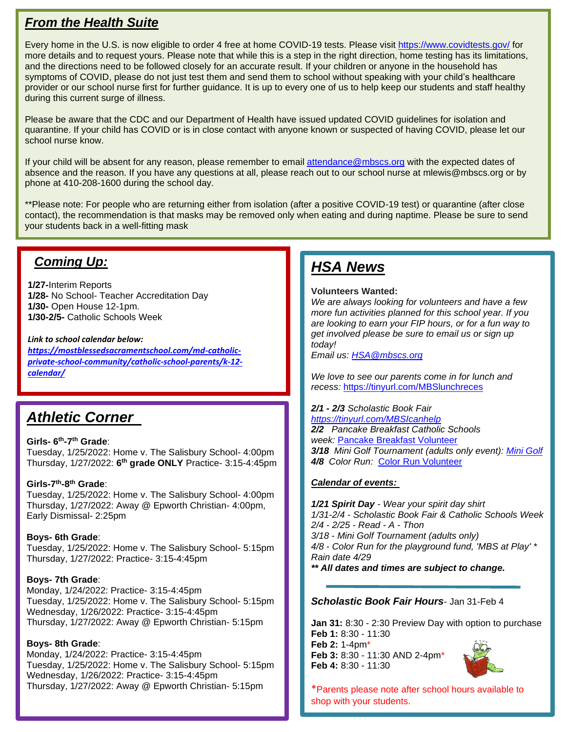## *From the Health Suite*

Every home in the U.S. is now eligible to order 4 free at home COVID-19 tests. Please visit https://www.covidtests.gov/ for more details and to request yours. Please note that while this is a step in the right direction, home testing has its limitations, and the directions need to be followed closely for an accurate result. If your children or anyone in the household has symptoms of COVID, please do not just test them and send them to school without speaking with your child's healthcare provider or our school nurse first for further guidance. It is up to every one of us to help keep our students and staff healthy during this current surge of illness.

Please be aware that the CDC and our Department of Health have issued updated COVID guidelines for isolation and quarantine. If your child has COVID or is in close contact with anyone known or suspected of having COVID, please let our school nurse know.

If your child will be absent for any reason, please remember to email attendance@mbscs.org with the expected dates of absence and the reason. If you have any questions at all, please reach out to our school nurse at mlewis@mbscs.org or by phone at 410-208-1600 during the school day.

**Please note: For people who are returning either from isolation (after a positive COVID-19 test) or quarantine (after close contact), the recommendation is that masks may be removed only when eating and during naptime. Please be sure to send your students back in a well-fitting mask

## *Coming Up:*

**1/27-**Interim Reports
**1/28-** No School- Teacher Accreditation Day
**1/30-** Open House 12-1pm.
**1/30-2/5-** Catholic Schools Week

***Link to school calendar below:***
***https://mostblessedsacramentschool.com/md-catholic-private-school-community/catholic-school-parents/k-12-calendar/***

## *Athletic Corner*

**Girls- 6th-7th Grade**:
Tuesday, 1/25/2022: Home v. The Salisbury School- 4:00pm
Thursday, 1/27/2022: **6th grade ONLY** Practice- 3:15-4:45pm

**Girls-7th-8th Grade**:
Tuesday, 1/25/2022: Home v. The Salisbury School- 4:00pm
Thursday, 1/27/2022: Away @ Epworth Christian- 4:00pm, Early Dismissal- 2:25pm

**Boys- 6th Grade**:
Tuesday, 1/25/2022: Home v. The Salisbury School- 5:15pm
Thursday, 1/27/2022: Practice- 3:15-4:45pm

**Boys- 7th Grade**:
Monday, 1/24/2022: Practice- 3:15-4:45pm
Tuesday, 1/25/2022: Home v. The Salisbury School- 5:15pm
Wednesday, 1/26/2022: Practice- 3:15-4:45pm
Thursday, 1/27/2022: Away @ Epworth Christian- 5:15pm

**Boys- 8th Grade**:
Monday, 1/24/2022: Practice- 3:15-4:45pm
Tuesday, 1/25/2022: Home v. The Salisbury School- 5:15pm
Wednesday, 1/26/2022: Practice- 3:15-4:45pm
Thursday, 1/27/2022: Away @ Epworth Christian- 5:15pm

## *HSA News*

**Volunteers Wanted:**
*We are always looking for volunteers and have a few more fun activities planned for this school year. If you are looking to earn your FIP hours, or for a fun way to get involved please be sure to email us or sign up today!*
*Email us: HSA@mbscs.org*

*We love to see our parents come in for lunch and recess:* https://tinyurl.com/MBSlunchreces

***2/1 - 2/3*** *Scholastic Book Fair*
*https://tinyurl.com/MBSIcanhelp*
***2/2*** *Pancake Breakfast Catholic Schools week:* Pancake Breakfast Volunteer
***3/18*** *Mini Golf Tournament (adults only event): Mini Golf*
***4/8*** *Color Run:* Color Run Volunteer

***Calendar of events:***

***1/21 Spirit Day*** *- Wear your spirit day shirt*
*1/31-2/4 - Scholastic Book Fair & Catholic Schools Week*
*2/4 - 2/25 - Read - A - Thon*
*3/18 - Mini Golf Tournament (adults only)*
*4/8 - Color Run for the playground fund, 'MBS at Play' * Rain date 4/29*
***** All dates and times are subject to change.***

***Scholastic Book Fair Hours*** - Jan 31-Feb 4

**Jan 31:** 8:30 - 2:30 Preview Day with option to purchase
**Feb 1:** 8:30 - 11:30
**Feb 2:** 1-4pm*
**Feb 3:** 8:30 - 11:30 AND 2-4pm*
**Feb 4:** 8:30 - 11:30

*Parents please note after school hours available to shop with your students.